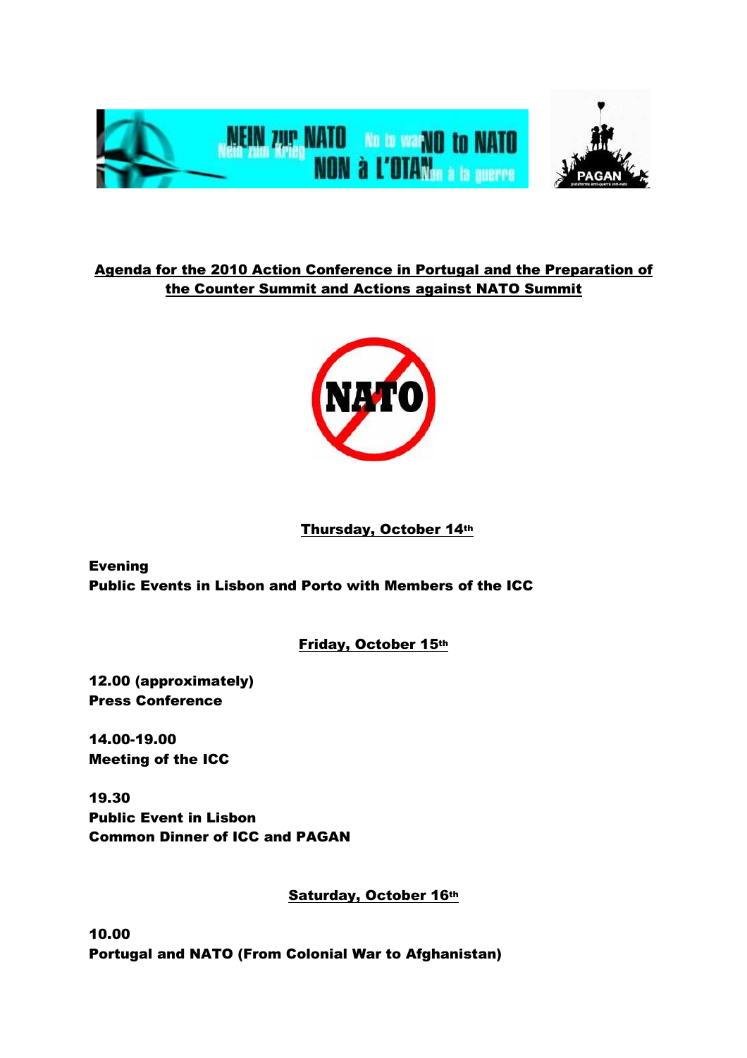# Agenda for the 2010 Action Conference in Portugal and the Preparation of the Counter Summit and Actions against NATO Summit

## Thursday, October 14th

**Evening**
**Public Events in Lisbon and Porto with Members of the ICC**

## Friday, October 15th

**12.00 (approximately)**
**Press Conference**

**14.00-19.00**
**Meeting of the ICC**

**19.30**
**Public Event in Lisbon**
**Common Dinner of ICC and PAGAN**

## Saturday, October 16th

**10.00**
**Portugal and NATO (From Colonial War to Afghanistan)**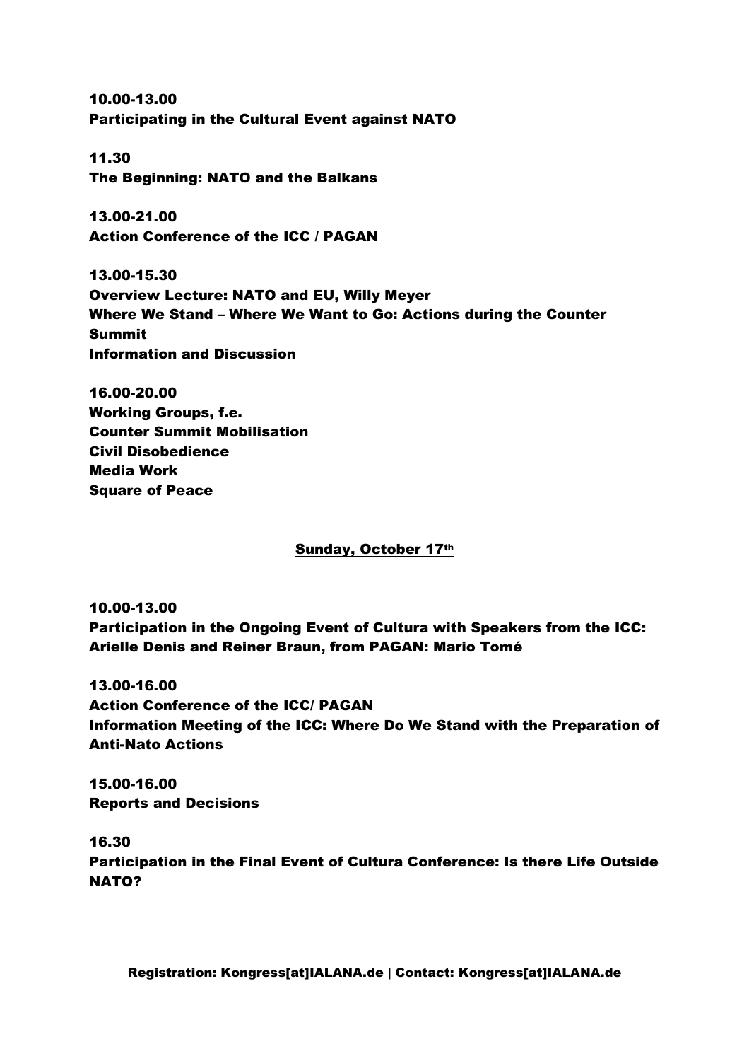**10.00-13.00**
**Participating in the Cultural Event against NATO**

**11.30**
**The Beginning: NATO and the Balkans**

**13.00-21.00**
**Action Conference of the ICC / PAGAN**

**13.00-15.30**
**Overview Lecture: NATO and EU, Willy Meyer**
**Where We Stand – Where We Want to Go: Actions during the Counter Summit**
**Information and Discussion**

**16.00-20.00**
**Working Groups, f.e.**
**Counter Summit Mobilisation**
**Civil Disobedience**
**Media Work**
**Square of Peace**

## Sunday, October 17th

**10.00-13.00**
**Participation in the Ongoing Event of Cultura with Speakers from the ICC: Arielle Denis and Reiner Braun, from PAGAN: Mario Tomé**

**13.00-16.00**
**Action Conference of the ICC/ PAGAN**
**Information Meeting of the ICC: Where Do We Stand with the Preparation of Anti-Nato Actions**

**15.00-16.00**
**Reports and Decisions**

**16.30**
**Participation in the Final Event of Cultura Conference: Is there Life Outside NATO?**

**Registration: Kongress[at]IALANA.de | Contact: Kongress[at]IALANA.de**